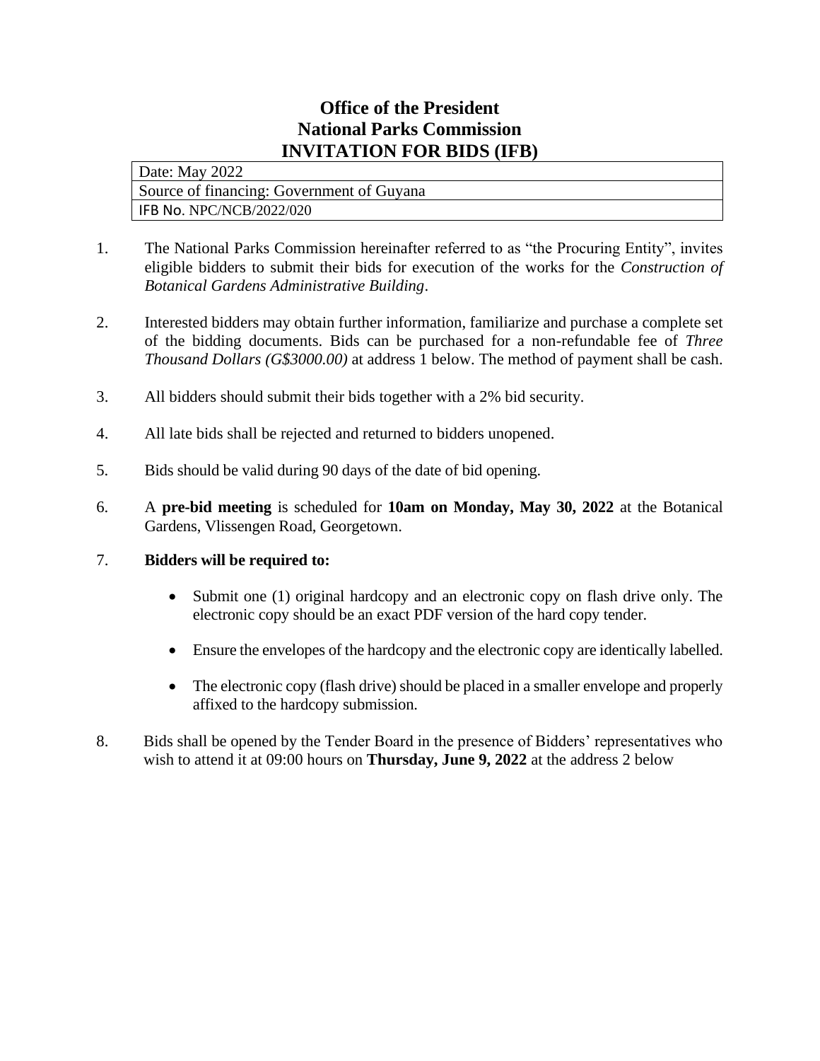# Office of the President
# National Parks Commission
# INVITATION FOR BIDS (IFB)

| Date: May 2022 |
|---|
| Source of financing: Government of Guyana |
| IFB No. NPC/NCB/2022/020 |

1. The National Parks Commission hereinafter referred to as "the Procuring Entity", invites eligible bidders to submit their bids for execution of the works for the *Construction of Botanical Gardens Administrative Building*.

2. Interested bidders may obtain further information, familiarize and purchase a complete set of the bidding documents. Bids can be purchased for a non-refundable fee of *Three Thousand Dollars (G$3000.00)* at address 1 below. The method of payment shall be cash.

3. All bidders should submit their bids together with a 2% bid security.

4. All late bids shall be rejected and returned to bidders unopened.

5. Bids should be valid during 90 days of the date of bid opening.

6. A **pre-bid meeting** is scheduled for **10am on Monday, May 30, 2022** at the Botanical Gardens, Vlissengen Road, Georgetown.

7. **Bidders will be required to:**

   - Submit one (1) original hardcopy and an electronic copy on flash drive only. The electronic copy should be an exact PDF version of the hard copy tender.
   - Ensure the envelopes of the hardcopy and the electronic copy are identically labelled.
   - The electronic copy (flash drive) should be placed in a smaller envelope and properly affixed to the hardcopy submission.

8. Bids shall be opened by the Tender Board in the presence of Bidders' representatives who wish to attend it at 09:00 hours on **Thursday, June 9, 2022** at the address 2 below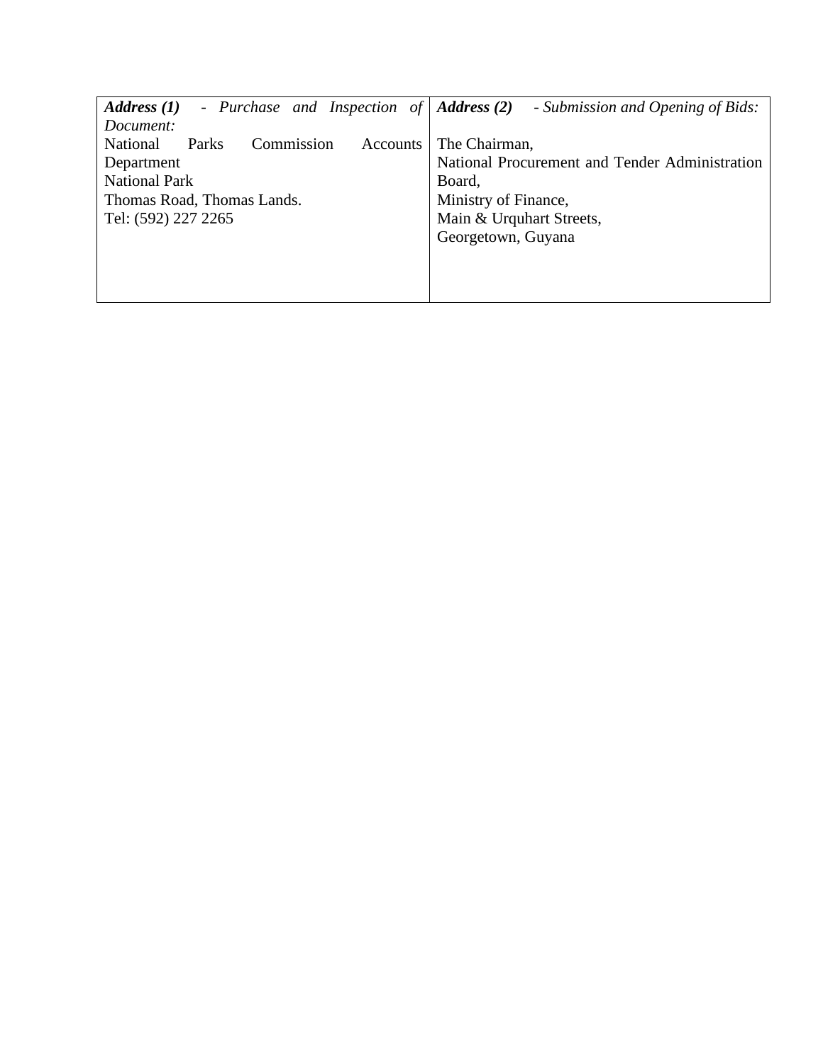| | |
|---|---|
| ***Address (1)*** - *Purchase and Inspection of Document:*<br>National Parks Commission Accounts Department<br>National Park<br>Thomas Road, Thomas Lands.<br>Tel: (592) 227 2265 | ***Address (2)*** - *Submission and Opening of Bids:*<br>The Chairman,<br>National Procurement and Tender Administration Board,<br>Ministry of Finance,<br>Main & Urquhart Streets,<br>Georgetown, Guyana |